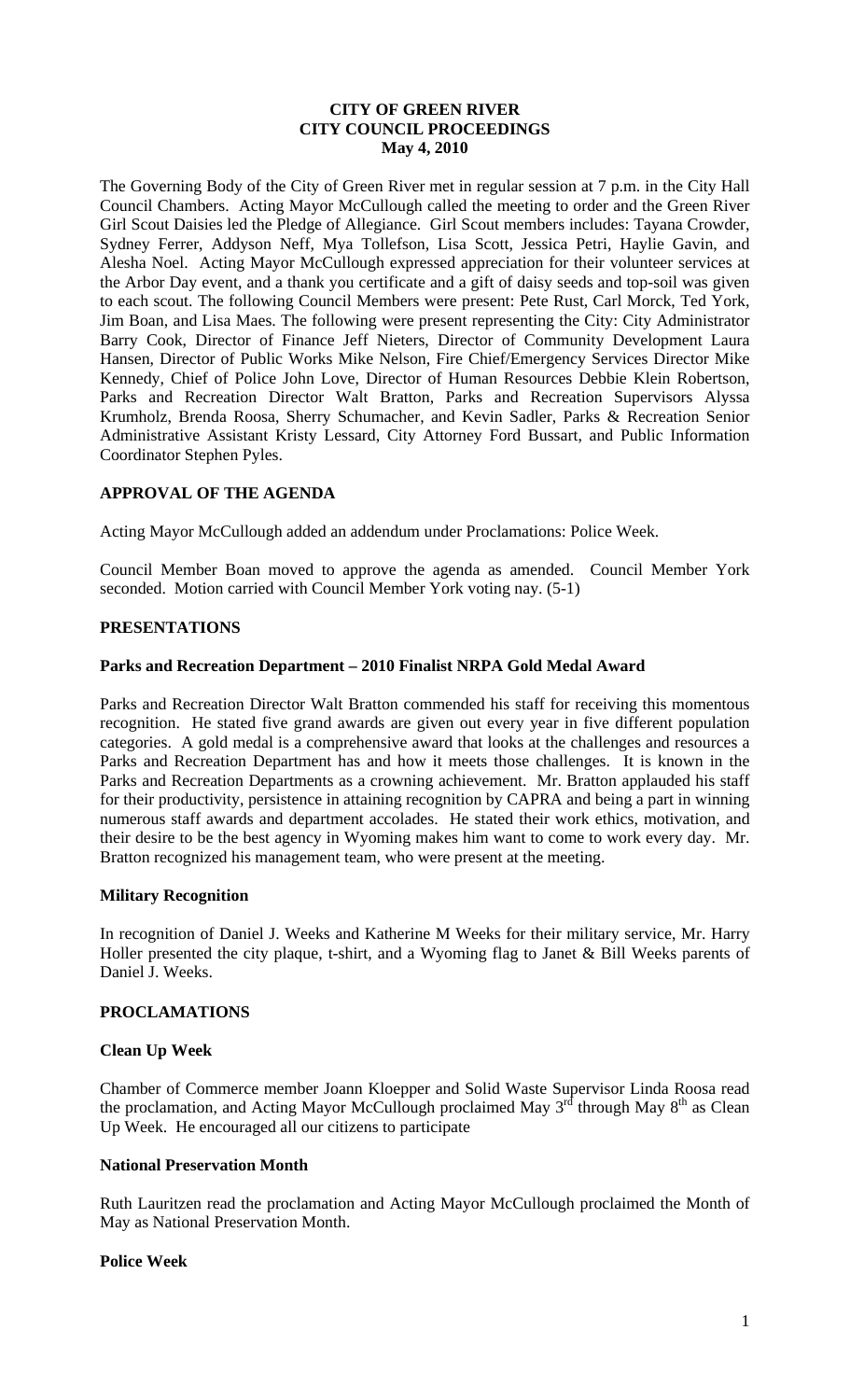# CITY OF GREEN RIVER
# CITY COUNCIL PROCEEDINGS
# May 4, 2010

The Governing Body of the City of Green River met in regular session at 7 p.m. in the City Hall Council Chambers. Acting Mayor McCullough called the meeting to order and the Green River Girl Scout Daisies led the Pledge of Allegiance. Girl Scout members includes: Tayana Crowder, Sydney Ferrer, Addyson Neff, Mya Tollefson, Lisa Scott, Jessica Petri, Haylie Gavin, and Alesha Noel. Acting Mayor McCullough expressed appreciation for their volunteer services at the Arbor Day event, and a thank you certificate and a gift of daisy seeds and top-soil was given to each scout. The following Council Members were present: Pete Rust, Carl Morck, Ted York, Jim Boan, and Lisa Maes. The following were present representing the City: City Administrator Barry Cook, Director of Finance Jeff Nieters, Director of Community Development Laura Hansen, Director of Public Works Mike Nelson, Fire Chief/Emergency Services Director Mike Kennedy, Chief of Police John Love, Director of Human Resources Debbie Klein Robertson, Parks and Recreation Director Walt Bratton, Parks and Recreation Supervisors Alyssa Krumholz, Brenda Roosa, Sherry Schumacher, and Kevin Sadler, Parks & Recreation Senior Administrative Assistant Kristy Lessard, City Attorney Ford Bussart, and Public Information Coordinator Stephen Pyles.

## APPROVAL OF THE AGENDA

Acting Mayor McCullough added an addendum under Proclamations: Police Week.

Council Member Boan moved to approve the agenda as amended. Council Member York seconded. Motion carried with Council Member York voting nay. (5-1)

## PRESENTATIONS

### Parks and Recreation Department – 2010 Finalist NRPA Gold Medal Award

Parks and Recreation Director Walt Bratton commended his staff for receiving this momentous recognition. He stated five grand awards are given out every year in five different population categories. A gold medal is a comprehensive award that looks at the challenges and resources a Parks and Recreation Department has and how it meets those challenges. It is known in the Parks and Recreation Departments as a crowning achievement. Mr. Bratton applauded his staff for their productivity, persistence in attaining recognition by CAPRA and being a part in winning numerous staff awards and department accolades. He stated their work ethics, motivation, and their desire to be the best agency in Wyoming makes him want to come to work every day. Mr. Bratton recognized his management team, who were present at the meeting.

### Military Recognition

In recognition of Daniel J. Weeks and Katherine M Weeks for their military service, Mr. Harry Holler presented the city plaque, t-shirt, and a Wyoming flag to Janet & Bill Weeks parents of Daniel J. Weeks.

## PROCLAMATIONS

### Clean Up Week

Chamber of Commerce member Joann Kloepper and Solid Waste Supervisor Linda Roosa read the proclamation, and Acting Mayor McCullough proclaimed May 3rd through May 8th as Clean Up Week. He encouraged all our citizens to participate

### National Preservation Month

Ruth Lauritzen read the proclamation and Acting Mayor McCullough proclaimed the Month of May as National Preservation Month.

### Police Week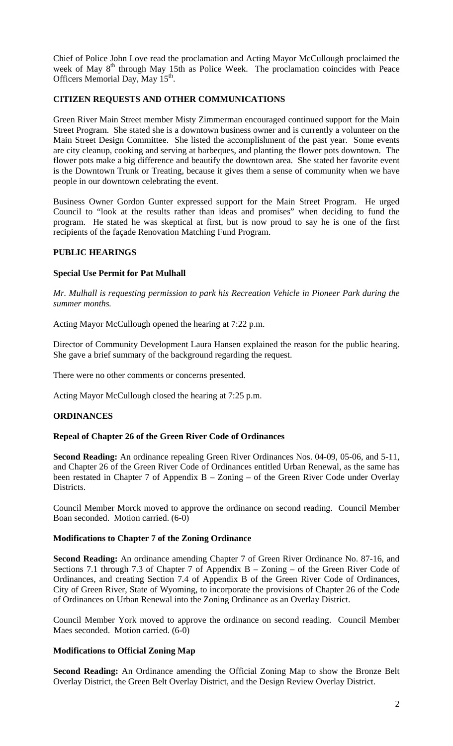Chief of Police John Love read the proclamation and Acting Mayor McCullough proclaimed the week of May 8th through May 15th as Police Week. The proclamation coincides with Peace Officers Memorial Day, May 15th.

## CITIZEN REQUESTS AND OTHER COMMUNICATIONS

Green River Main Street member Misty Zimmerman encouraged continued support for the Main Street Program. She stated she is a downtown business owner and is currently a volunteer on the Main Street Design Committee. She listed the accomplishment of the past year. Some events are city cleanup, cooking and serving at barbeques, and planting the flower pots downtown. The flower pots make a big difference and beautify the downtown area. She stated her favorite event is the Downtown Trunk or Treating, because it gives them a sense of community when we have people in our downtown celebrating the event.

Business Owner Gordon Gunter expressed support for the Main Street Program. He urged Council to "look at the results rather than ideas and promises" when deciding to fund the program. He stated he was skeptical at first, but is now proud to say he is one of the first recipients of the façade Renovation Matching Fund Program.

## PUBLIC HEARINGS

### Special Use Permit for Pat Mulhall

*Mr. Mulhall is requesting permission to park his Recreation Vehicle in Pioneer Park during the summer months.*

Acting Mayor McCullough opened the hearing at 7:22 p.m.

Director of Community Development Laura Hansen explained the reason for the public hearing. She gave a brief summary of the background regarding the request.

There were no other comments or concerns presented.

Acting Mayor McCullough closed the hearing at 7:25 p.m.

## ORDINANCES

### Repeal of Chapter 26 of the Green River Code of Ordinances

**Second Reading:** An ordinance repealing Green River Ordinances Nos. 04-09, 05-06, and 5-11, and Chapter 26 of the Green River Code of Ordinances entitled Urban Renewal, as the same has been restated in Chapter 7 of Appendix B – Zoning – of the Green River Code under Overlay Districts.

Council Member Morck moved to approve the ordinance on second reading. Council Member Boan seconded. Motion carried. (6-0)

### Modifications to Chapter 7 of the Zoning Ordinance

**Second Reading:** An ordinance amending Chapter 7 of Green River Ordinance No. 87-16, and Sections 7.1 through 7.3 of Chapter 7 of Appendix B – Zoning – of the Green River Code of Ordinances, and creating Section 7.4 of Appendix B of the Green River Code of Ordinances, City of Green River, State of Wyoming, to incorporate the provisions of Chapter 26 of the Code of Ordinances on Urban Renewal into the Zoning Ordinance as an Overlay District.

Council Member York moved to approve the ordinance on second reading. Council Member Maes seconded. Motion carried. (6-0)

### Modifications to Official Zoning Map

**Second Reading:** An Ordinance amending the Official Zoning Map to show the Bronze Belt Overlay District, the Green Belt Overlay District, and the Design Review Overlay District.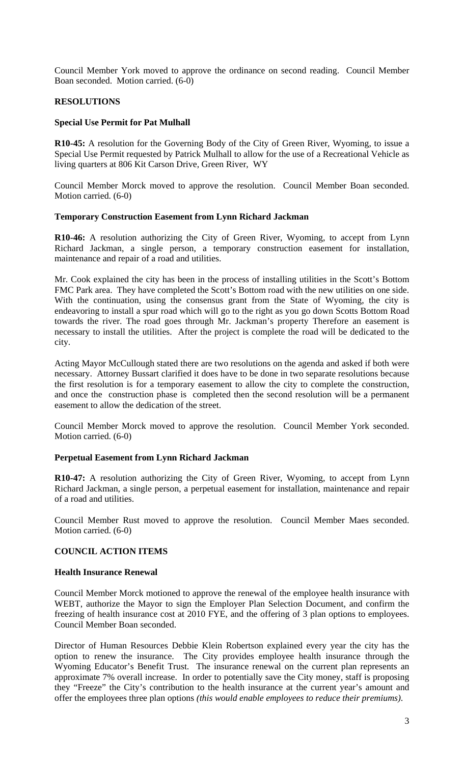Council Member York moved to approve the ordinance on second reading. Council Member Boan seconded. Motion carried. (6-0)

**RESOLUTIONS**

**Special Use Permit for Pat Mulhall**

**R10-45:** A resolution for the Governing Body of the City of Green River, Wyoming, to issue a Special Use Permit requested by Patrick Mulhall to allow for the use of a Recreational Vehicle as living quarters at 806 Kit Carson Drive, Green River, WY

Council Member Morck moved to approve the resolution. Council Member Boan seconded. Motion carried. (6-0)

**Temporary Construction Easement from Lynn Richard Jackman**

**R10-46:** A resolution authorizing the City of Green River, Wyoming, to accept from Lynn Richard Jackman, a single person, a temporary construction easement for installation, maintenance and repair of a road and utilities.

Mr. Cook explained the city has been in the process of installing utilities in the Scott's Bottom FMC Park area. They have completed the Scott's Bottom road with the new utilities on one side. With the continuation, using the consensus grant from the State of Wyoming, the city is endeavoring to install a spur road which will go to the right as you go down Scotts Bottom Road towards the river. The road goes through Mr. Jackman's property Therefore an easement is necessary to install the utilities. After the project is complete the road will be dedicated to the city.

Acting Mayor McCullough stated there are two resolutions on the agenda and asked if both were necessary. Attorney Bussart clarified it does have to be done in two separate resolutions because the first resolution is for a temporary easement to allow the city to complete the construction, and once the construction phase is completed then the second resolution will be a permanent easement to allow the dedication of the street.

Council Member Morck moved to approve the resolution. Council Member York seconded. Motion carried. (6-0)

**Perpetual Easement from Lynn Richard Jackman**

**R10-47:** A resolution authorizing the City of Green River, Wyoming, to accept from Lynn Richard Jackman, a single person, a perpetual easement for installation, maintenance and repair of a road and utilities.

Council Member Rust moved to approve the resolution. Council Member Maes seconded. Motion carried. (6-0)

**COUNCIL ACTION ITEMS**

**Health Insurance Renewal**

Council Member Morck motioned to approve the renewal of the employee health insurance with WEBT, authorize the Mayor to sign the Employer Plan Selection Document, and confirm the freezing of health insurance cost at 2010 FYE, and the offering of 3 plan options to employees. Council Member Boan seconded.

Director of Human Resources Debbie Klein Robertson explained every year the city has the option to renew the insurance. The City provides employee health insurance through the Wyoming Educator's Benefit Trust. The insurance renewal on the current plan represents an approximate 7% overall increase. In order to potentially save the City money, staff is proposing they "Freeze" the City's contribution to the health insurance at the current year's amount and offer the employees three plan options *(this would enable employees to reduce their premiums)*.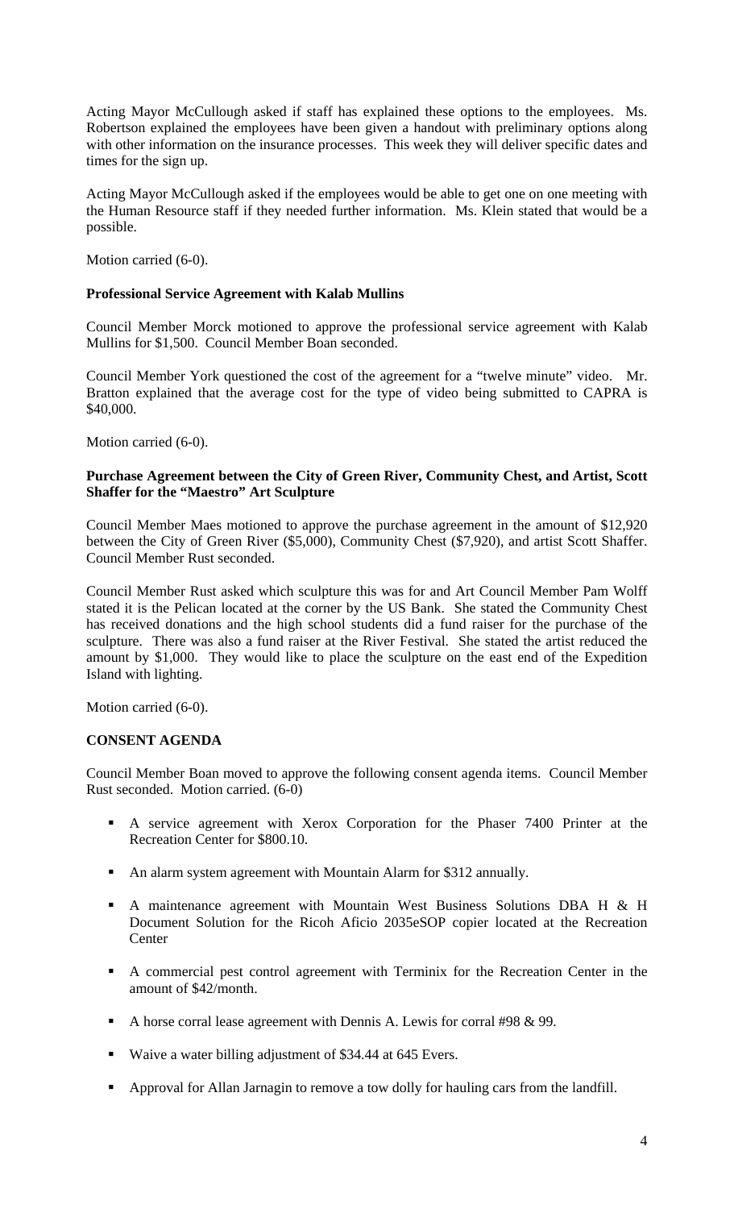Acting Mayor McCullough asked if staff has explained these options to the employees. Ms. Robertson explained the employees have been given a handout with preliminary options along with other information on the insurance processes. This week they will deliver specific dates and times for the sign up.

Acting Mayor McCullough asked if the employees would be able to get one on one meeting with the Human Resource staff if they needed further information. Ms. Klein stated that would be a possible.

Motion carried (6-0).

**Professional Service Agreement with Kalab Mullins**

Council Member Morck motioned to approve the professional service agreement with Kalab Mullins for $1,500. Council Member Boan seconded.

Council Member York questioned the cost of the agreement for a "twelve minute" video. Mr. Bratton explained that the average cost for the type of video being submitted to CAPRA is $40,000.

Motion carried (6-0).

**Purchase Agreement between the City of Green River, Community Chest, and Artist, Scott Shaffer for the "Maestro" Art Sculpture**

Council Member Maes motioned to approve the purchase agreement in the amount of $12,920 between the City of Green River ($5,000), Community Chest ($7,920), and artist Scott Shaffer. Council Member Rust seconded.

Council Member Rust asked which sculpture this was for and Art Council Member Pam Wolff stated it is the Pelican located at the corner by the US Bank. She stated the Community Chest has received donations and the high school students did a fund raiser for the purchase of the sculpture. There was also a fund raiser at the River Festival. She stated the artist reduced the amount by $1,000. They would like to place the sculpture on the east end of the Expedition Island with lighting.

Motion carried (6-0).

**CONSENT AGENDA**

Council Member Boan moved to approve the following consent agenda items. Council Member Rust seconded. Motion carried. (6-0)

- A service agreement with Xerox Corporation for the Phaser 7400 Printer at the Recreation Center for $800.10.
- An alarm system agreement with Mountain Alarm for $312 annually.
- A maintenance agreement with Mountain West Business Solutions DBA H & H Document Solution for the Ricoh Aficio 2035eSOP copier located at the Recreation Center
- A commercial pest control agreement with Terminix for the Recreation Center in the amount of $42/month.
- A horse corral lease agreement with Dennis A. Lewis for corral #98 & 99.
- Waive a water billing adjustment of $34.44 at 645 Evers.
- Approval for Allan Jarnagin to remove a tow dolly for hauling cars from the landfill.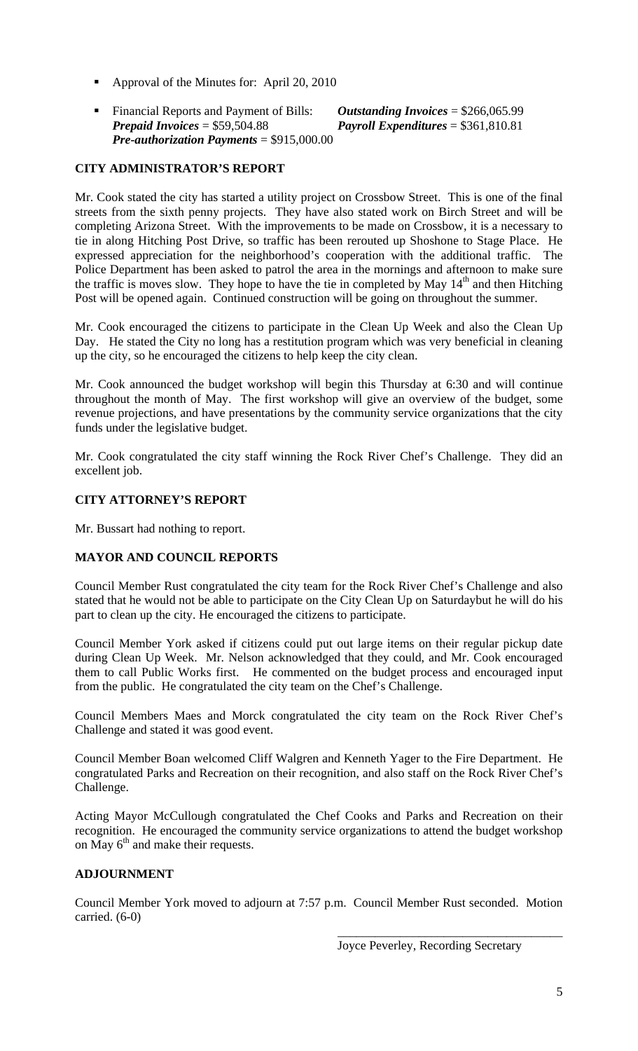- Approval of the Minutes for: April 20, 2010
- Financial Reports and Payment of Bills: ***Outstanding Invoices*** = $266,065.99 ***Prepaid Invoices*** = $59,504.88 ***Payroll Expenditures*** = $361,810.81 ***Pre-authorization Payments*** = $915,000.00

**CITY ADMINISTRATOR'S REPORT**

Mr. Cook stated the city has started a utility project on Crossbow Street. This is one of the final streets from the sixth penny projects. They have also stated work on Birch Street and will be completing Arizona Street. With the improvements to be made on Crossbow, it is a necessary to tie in along Hitching Post Drive, so traffic has been rerouted up Shoshone to Stage Place. He expressed appreciation for the neighborhood's cooperation with the additional traffic. The Police Department has been asked to patrol the area in the mornings and afternoon to make sure the traffic is moves slow. They hope to have the tie in completed by May 14th and then Hitching Post will be opened again. Continued construction will be going on throughout the summer.

Mr. Cook encouraged the citizens to participate in the Clean Up Week and also the Clean Up Day. He stated the City no long has a restitution program which was very beneficial in cleaning up the city, so he encouraged the citizens to help keep the city clean.

Mr. Cook announced the budget workshop will begin this Thursday at 6:30 and will continue throughout the month of May. The first workshop will give an overview of the budget, some revenue projections, and have presentations by the community service organizations that the city funds under the legislative budget.

Mr. Cook congratulated the city staff winning the Rock River Chef's Challenge. They did an excellent job.

**CITY ATTORNEY'S REPORT**

Mr. Bussart had nothing to report.

**MAYOR AND COUNCIL REPORTS**

Council Member Rust congratulated the city team for the Rock River Chef's Challenge and also stated that he would not be able to participate on the City Clean Up on Saturdaybut he will do his part to clean up the city. He encouraged the citizens to participate.

Council Member York asked if citizens could put out large items on their regular pickup date during Clean Up Week. Mr. Nelson acknowledged that they could, and Mr. Cook encouraged them to call Public Works first. He commented on the budget process and encouraged input from the public. He congratulated the city team on the Chef's Challenge.

Council Members Maes and Morck congratulated the city team on the Rock River Chef's Challenge and stated it was good event.

Council Member Boan welcomed Cliff Walgren and Kenneth Yager to the Fire Department. He congratulated Parks and Recreation on their recognition, and also staff on the Rock River Chef's Challenge.

Acting Mayor McCullough congratulated the Chef Cooks and Parks and Recreation on their recognition. He encouraged the community service organizations to attend the budget workshop on May 6th and make their requests.

**ADJOURNMENT**

Council Member York moved to adjourn at 7:57 p.m. Council Member Rust seconded. Motion carried. (6-0)

\_\_\_\_\_\_\_\_\_\_\_\_\_\_\_\_\_\_\_\_\_\_\_\_\_\_\_\_\_\_\_\_\_\_\_\_
Joyce Peverley, Recording Secretary